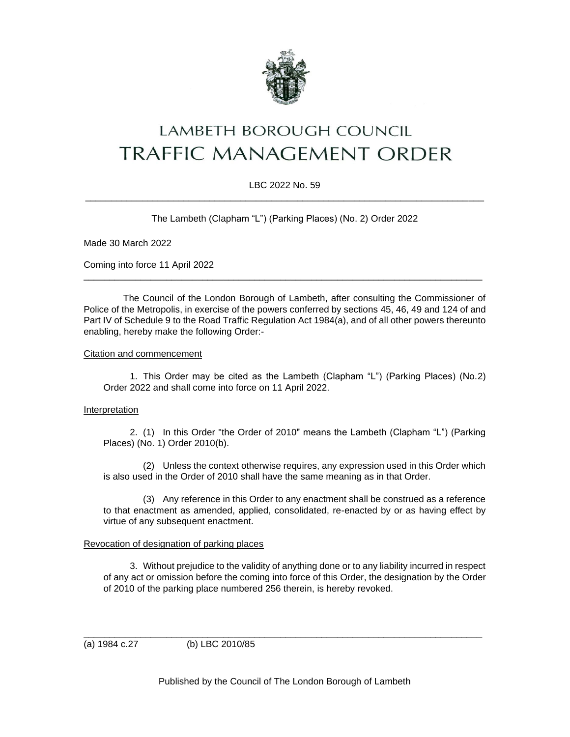# LAMBETH BOROUGH COUNCIL

# TRAFFIC MANAGEMENT ORDER

LBC 2022 No. 59

---

The Lambeth (Clapham "L") (Parking Places) (No. 2) Order 2022

Made 30 March 2022

Coming into force 11 April 2022

---

The Council of the London Borough of Lambeth, after consulting the Commissioner of Police of the Metropolis, in exercise of the powers conferred by sections 45, 46, 49 and 124 of and Part IV of Schedule 9 to the Road Traffic Regulation Act 1984(a), and of all other powers thereunto enabling, hereby make the following Order:-

Citation and commencement

1. This Order may be cited as the Lambeth (Clapham "L") (Parking Places) (No.2) Order 2022 and shall come into force on 11 April 2022.

Interpretation

2. (1) In this Order "the Order of 2010" means the Lambeth (Clapham "L") (Parking Places) (No. 1) Order 2010(b).

(2) Unless the context otherwise requires, any expression used in this Order which is also used in the Order of 2010 shall have the same meaning as in that Order.

(3) Any reference in this Order to any enactment shall be construed as a reference to that enactment as amended, applied, consolidated, re-enacted by or as having effect by virtue of any subsequent enactment.

Revocation of designation of parking places

3. Without prejudice to the validity of anything done or to any liability incurred in respect of any act or omission before the coming into force of this Order, the designation by the Order of 2010 of the parking place numbered 256 therein, is hereby revoked.

---

(a) 1984 c.27 (b) LBC 2010/85

Published by the Council of The London Borough of Lambeth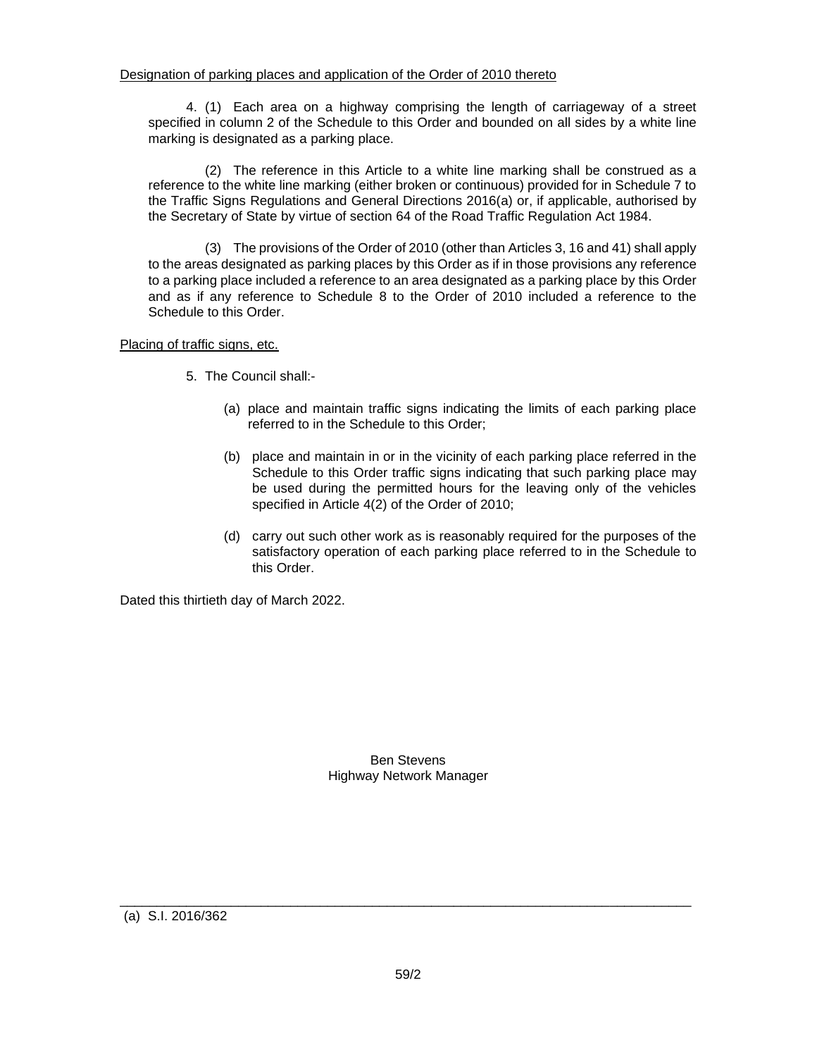Designation of parking places and application of the Order of 2010 thereto

4. (1) Each area on a highway comprising the length of carriageway of a street specified in column 2 of the Schedule to this Order and bounded on all sides by a white line marking is designated as a parking place.

(2) The reference in this Article to a white line marking shall be construed as a reference to the white line marking (either broken or continuous) provided for in Schedule 7 to the Traffic Signs Regulations and General Directions 2016(a) or, if applicable, authorised by the Secretary of State by virtue of section 64 of the Road Traffic Regulation Act 1984.

(3) The provisions of the Order of 2010 (other than Articles 3, 16 and 41) shall apply to the areas designated as parking places by this Order as if in those provisions any reference to a parking place included a reference to an area designated as a parking place by this Order and as if any reference to Schedule 8 to the Order of 2010 included a reference to the Schedule to this Order.

Placing of traffic signs, etc.

5. The Council shall:-

(a) place and maintain traffic signs indicating the limits of each parking place referred to in the Schedule to this Order;

(b) place and maintain in or in the vicinity of each parking place referred in the Schedule to this Order traffic signs indicating that such parking place may be used during the permitted hours for the leaving only of the vehicles specified in Article 4(2) of the Order of 2010;

(d) carry out such other work as is reasonably required for the purposes of the satisfactory operation of each parking place referred to in the Schedule to this Order.

Dated this thirtieth day of March 2022.

Ben Stevens
Highway Network Manager

---

(a) S.I. 2016/362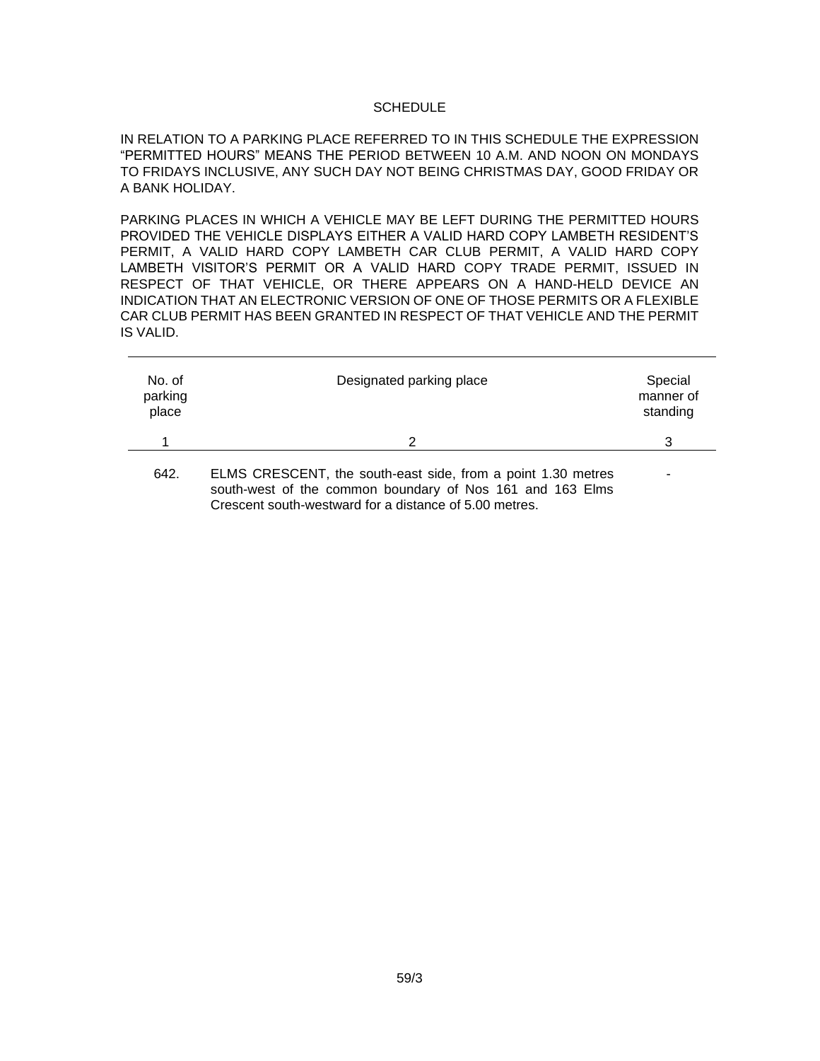SCHEDULE

IN RELATION TO A PARKING PLACE REFERRED TO IN THIS SCHEDULE THE EXPRESSION "PERMITTED HOURS" MEANS THE PERIOD BETWEEN 10 A.M. AND NOON ON MONDAYS TO FRIDAYS INCLUSIVE, ANY SUCH DAY NOT BEING CHRISTMAS DAY, GOOD FRIDAY OR A BANK HOLIDAY.

PARKING PLACES IN WHICH A VEHICLE MAY BE LEFT DURING THE PERMITTED HOURS PROVIDED THE VEHICLE DISPLAYS EITHER A VALID HARD COPY LAMBETH RESIDENT'S PERMIT, A VALID HARD COPY LAMBETH CAR CLUB PERMIT, A VALID HARD COPY LAMBETH VISITOR'S PERMIT OR A VALID HARD COPY TRADE PERMIT, ISSUED IN RESPECT OF THAT VEHICLE, OR THERE APPEARS ON A HAND-HELD DEVICE AN INDICATION THAT AN ELECTRONIC VERSION OF ONE OF THOSE PERMITS OR A FLEXIBLE CAR CLUB PERMIT HAS BEEN GRANTED IN RESPECT OF THAT VEHICLE AND THE PERMIT IS VALID.

| No. of parking place | Designated parking place | Special manner of standing |
|---|---|---|
| 1 | 2 | 3 |
| 642. | ELMS CRESCENT, the south-east side, from a point 1.30 metres south-west of the common boundary of Nos 161 and 163 Elms Crescent south-westward for a distance of 5.00 metres. | - |